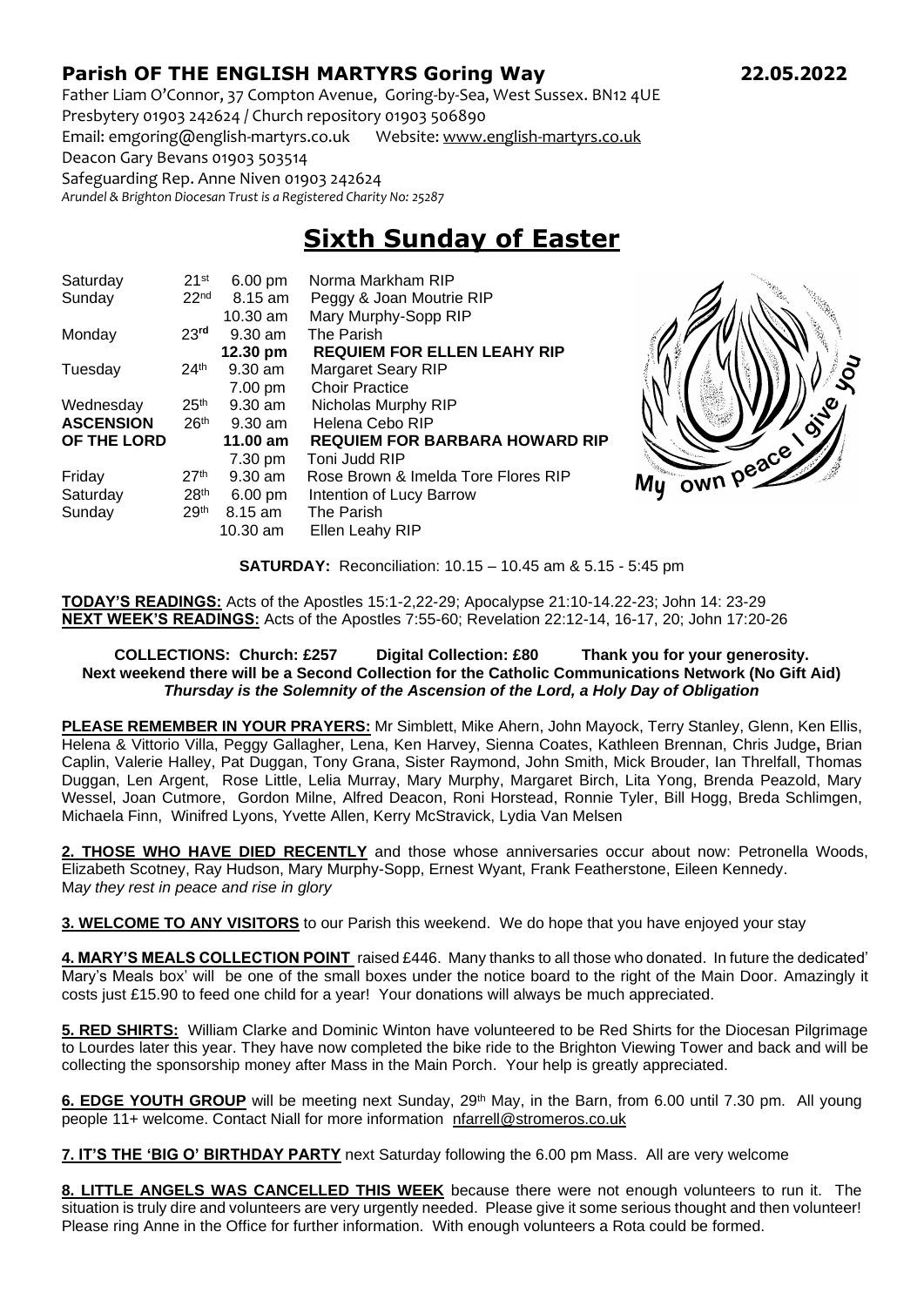## Parish OF THE ENGLISH MARTYRS Goring Way 22.05.2022

Father Liam O'Connor, 37 Compton Avenue, Goring-by-Sea, West Sussex. BN12 4UE
Presbytery 01903 242624 / Church repository 01903 506890
Email: emgoring@english-martyrs.co.uk Website: www.english-martyrs.co.uk
Deacon Gary Bevans 01903 503514
Safeguarding Rep. Anne Niven 01903 242624
*Arundel & Brighton Diocesan Trust is a Registered Charity No: 25287*

# Sixth Sunday of Easter

| | | | |
|---|---|---|---|
| Saturday | 21st | 6.00 pm | Norma Markham RIP |
| Sunday | 22nd | 8.15 am | Peggy & Joan Moutrie RIP |
| | | 10.30 am | Mary Murphy-Sopp RIP |
| Monday | 23rd | 9.30 am | The Parish |
| | | **12.30 pm** | **REQUIEM FOR ELLEN LEAHY RIP** |
| Tuesday | 24th | 9.30 am | Margaret Seary RIP |
| | | 7.00 pm | Choir Practice |
| Wednesday | 25th | 9.30 am | Nicholas Murphy RIP |
| **ASCENSION** | 26th | 9.30 am | Helena Cebo RIP |
| **OF THE LORD** | | **11.00 am** | **REQUIEM FOR BARBARA HOWARD RIP** |
| | | 7.30 pm | Toni Judd RIP |
| Friday | 27th | 9.30 am | Rose Brown & Imelda Tore Flores RIP |
| Saturday | 28th | 6.00 pm | Intention of Lucy Barrow |
| Sunday | 29th | 8.15 am | The Parish |
| | | 10.30 am | Ellen Leahy RIP |

My own peace I give you

**SATURDAY:** Reconciliation: 10.15 – 10.45 am & 5.15 - 5:45 pm

**TODAY'S READINGS:** Acts of the Apostles 15:1-2,22-29; Apocalypse 21:10-14.22-23; John 14: 23-29
**NEXT WEEK'S READINGS:** Acts of the Apostles 7:55-60; Revelation 22:12-14, 16-17, 20; John 17:20-26

**COLLECTIONS: Church: £257 Digital Collection: £80 Thank you for your generosity.**
**Next weekend there will be a Second Collection for the Catholic Communications Network (No Gift Aid)**
***Thursday is the Solemnity of the Ascension of the Lord, a Holy Day of Obligation***

**PLEASE REMEMBER IN YOUR PRAYERS:** Mr Simblett, Mike Ahern, John Mayock, Terry Stanley, Glenn, Ken Ellis, Helena & Vittorio Villa, Peggy Gallagher, Lena, Ken Harvey, Sienna Coates, Kathleen Brennan, Chris Judge**,** Brian Caplin, Valerie Halley, Pat Duggan, Tony Grana, Sister Raymond, John Smith, Mick Brouder, Ian Threlfall, Thomas Duggan, Len Argent, Rose Little, Lelia Murray, Mary Murphy, Margaret Birch, Lita Yong, Brenda Peazold, Mary Wessel, Joan Cutmore, Gordon Milne, Alfred Deacon, Roni Horstead, Ronnie Tyler, Bill Hogg, Breda Schlimgen, Michaela Finn, Winifred Lyons, Yvette Allen, Kerry McStravick, Lydia Van Melsen

**2. THOSE WHO HAVE DIED RECENTLY** and those whose anniversaries occur about now: Petronella Woods, Elizabeth Scotney, Ray Hudson, Mary Murphy-Sopp, Ernest Wyant, Frank Featherstone, Eileen Kennedy. M*ay they rest in peace and rise in glory*

**3. WELCOME TO ANY VISITORS** to our Parish this weekend. We do hope that you have enjoyed your stay

**4. MARY'S MEALS COLLECTION POINT** raised £446. Many thanks to all those who donated. In future the dedicated' Mary's Meals box' will be one of the small boxes under the notice board to the right of the Main Door. Amazingly it costs just £15.90 to feed one child for a year! Your donations will always be much appreciated.

**5. RED SHIRTS:** William Clarke and Dominic Winton have volunteered to be Red Shirts for the Diocesan Pilgrimage to Lourdes later this year. They have now completed the bike ride to the Brighton Viewing Tower and back and will be collecting the sponsorship money after Mass in the Main Porch. Your help is greatly appreciated.

**6. EDGE YOUTH GROUP** will be meeting next Sunday, 29th May, in the Barn, from 6.00 until 7.30 pm. All young people 11+ welcome. Contact Niall for more information nfarrell@stromeros.co.uk

**7. IT'S THE 'BIG O' BIRTHDAY PARTY** next Saturday following the 6.00 pm Mass. All are very welcome

**8. LITTLE ANGELS WAS CANCELLED THIS WEEK** because there were not enough volunteers to run it. The situation is truly dire and volunteers are very urgently needed. Please give it some serious thought and then volunteer! Please ring Anne in the Office for further information. With enough volunteers a Rota could be formed.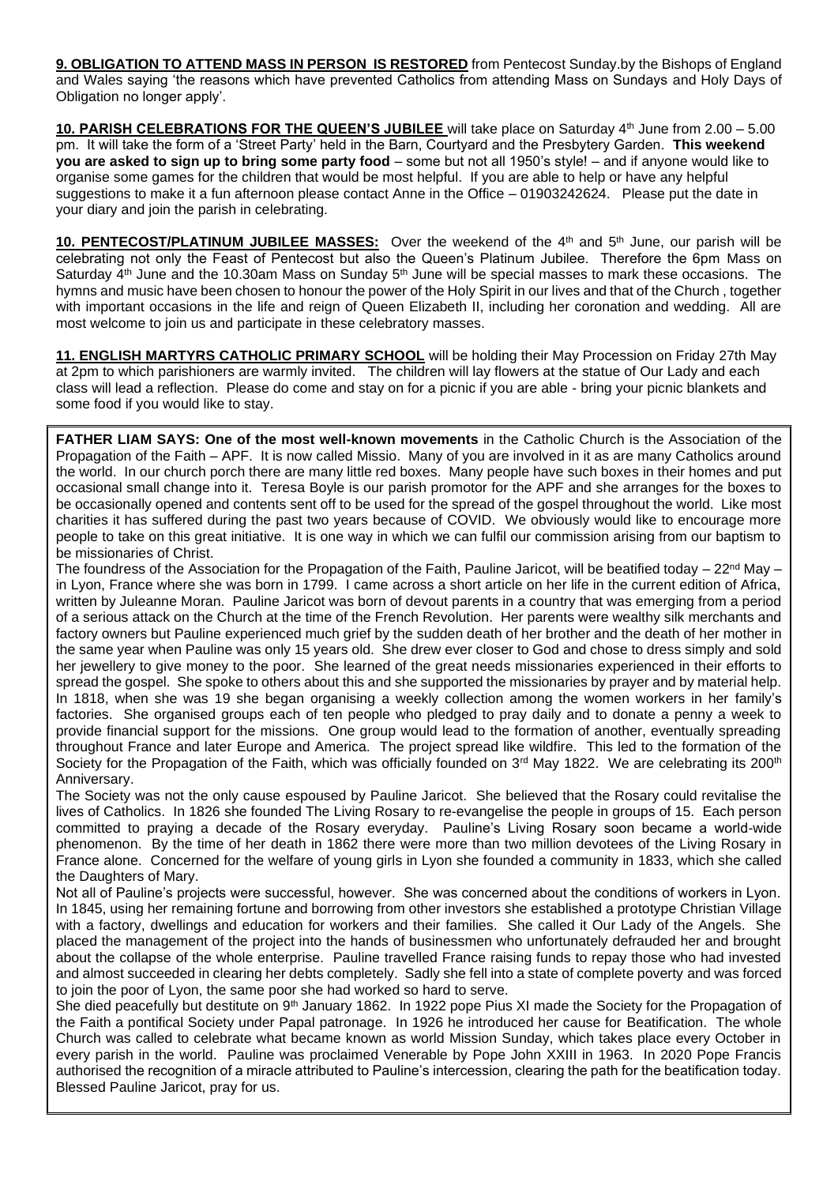**9. OBLIGATION TO ATTEND MASS IN PERSON IS RESTORED** from Pentecost Sunday.by the Bishops of England and Wales saying 'the reasons which have prevented Catholics from attending Mass on Sundays and Holy Days of Obligation no longer apply'.

**10. PARISH CELEBRATIONS FOR THE QUEEN'S JUBILEE** will take place on Saturday 4th June from 2.00 – 5.00 pm. It will take the form of a 'Street Party' held in the Barn, Courtyard and the Presbytery Garden. **This weekend you are asked to sign up to bring some party food** – some but not all 1950's style! – and if anyone would like to organise some games for the children that would be most helpful. If you are able to help or have any helpful suggestions to make it a fun afternoon please contact Anne in the Office – 01903242624. Please put the date in your diary and join the parish in celebrating.

**10. PENTECOST/PLATINUM JUBILEE MASSES:** Over the weekend of the 4th and 5th June, our parish will be celebrating not only the Feast of Pentecost but also the Queen's Platinum Jubilee. Therefore the 6pm Mass on Saturday 4th June and the 10.30am Mass on Sunday 5th June will be special masses to mark these occasions. The hymns and music have been chosen to honour the power of the Holy Spirit in our lives and that of the Church , together with important occasions in the life and reign of Queen Elizabeth II, including her coronation and wedding. All are most welcome to join us and participate in these celebratory masses.

**11. ENGLISH MARTYRS CATHOLIC PRIMARY SCHOOL** will be holding their May Procession on Friday 27th May at 2pm to which parishioners are warmly invited. The children will lay flowers at the statue of Our Lady and each class will lead a reflection. Please do come and stay on for a picnic if you are able - bring your picnic blankets and some food if you would like to stay.

**FATHER LIAM SAYS: One of the most well-known movements** in the Catholic Church is the Association of the Propagation of the Faith – APF. It is now called Missio. Many of you are involved in it as are many Catholics around the world. In our church porch there are many little red boxes. Many people have such boxes in their homes and put occasional small change into it. Teresa Boyle is our parish promotor for the APF and she arranges for the boxes to be occasionally opened and contents sent off to be used for the spread of the gospel throughout the world. Like most charities it has suffered during the past two years because of COVID. We obviously would like to encourage more people to take on this great initiative. It is one way in which we can fulfil our commission arising from our baptism to be missionaries of Christ.

The foundress of the Association for the Propagation of the Faith, Pauline Jaricot, will be beatified today – 22nd May – in Lyon, France where she was born in 1799. I came across a short article on her life in the current edition of Africa, written by Juleanne Moran. Pauline Jaricot was born of devout parents in a country that was emerging from a period of a serious attack on the Church at the time of the French Revolution. Her parents were wealthy silk merchants and factory owners but Pauline experienced much grief by the sudden death of her brother and the death of her mother in the same year when Pauline was only 15 years old. She drew ever closer to God and chose to dress simply and sold her jewellery to give money to the poor. She learned of the great needs missionaries experienced in their efforts to spread the gospel. She spoke to others about this and she supported the missionaries by prayer and by material help. In 1818, when she was 19 she began organising a weekly collection among the women workers in her family's factories. She organised groups each of ten people who pledged to pray daily and to donate a penny a week to provide financial support for the missions. One group would lead to the formation of another, eventually spreading throughout France and later Europe and America. The project spread like wildfire. This led to the formation of the Society for the Propagation of the Faith, which was officially founded on 3rd May 1822. We are celebrating its 200th Anniversary.

The Society was not the only cause espoused by Pauline Jaricot. She believed that the Rosary could revitalise the lives of Catholics. In 1826 she founded The Living Rosary to re-evangelise the people in groups of 15. Each person committed to praying a decade of the Rosary everyday. Pauline's Living Rosary soon became a world-wide phenomenon. By the time of her death in 1862 there were more than two million devotees of the Living Rosary in France alone. Concerned for the welfare of young girls in Lyon she founded a community in 1833, which she called the Daughters of Mary.

Not all of Pauline's projects were successful, however. She was concerned about the conditions of workers in Lyon. In 1845, using her remaining fortune and borrowing from other investors she established a prototype Christian Village with a factory, dwellings and education for workers and their families. She called it Our Lady of the Angels. She placed the management of the project into the hands of businessmen who unfortunately defrauded her and brought about the collapse of the whole enterprise. Pauline travelled France raising funds to repay those who had invested and almost succeeded in clearing her debts completely. Sadly she fell into a state of complete poverty and was forced to join the poor of Lyon, the same poor she had worked so hard to serve.

She died peacefully but destitute on 9th January 1862. In 1922 pope Pius XI made the Society for the Propagation of the Faith a pontifical Society under Papal patronage. In 1926 he introduced her cause for Beatification. The whole Church was called to celebrate what became known as world Mission Sunday, which takes place every October in every parish in the world. Pauline was proclaimed Venerable by Pope John XXIII in 1963. In 2020 Pope Francis authorised the recognition of a miracle attributed to Pauline's intercession, clearing the path for the beatification today. Blessed Pauline Jaricot, pray for us.